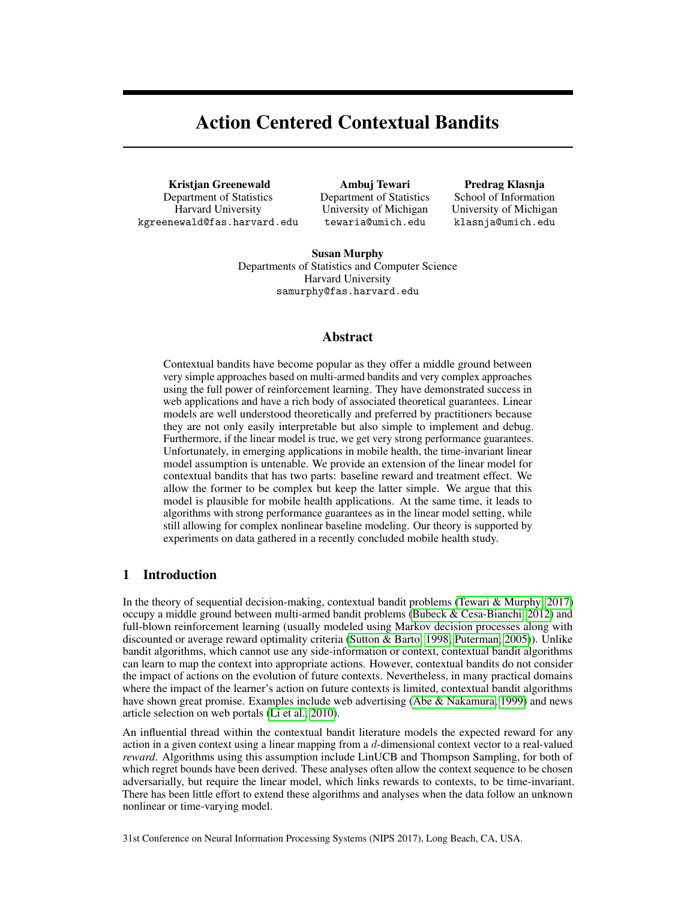# Action Centered Contextual Bandits

**Kristjan Greenewald**
Department of Statistics
Harvard University
kgreenewald@fas.harvard.edu

**Ambuj Tewari**
Department of Statistics
University of Michigan
tewaria@umich.edu

**Predrag Klasnja**
School of Information
University of Michigan
klasnja@umich.edu

**Susan Murphy**
Departments of Statistics and Computer Science
Harvard University
samurphy@fas.harvard.edu

## Abstract

Contextual bandits have become popular as they offer a middle ground between very simple approaches based on multi-armed bandits and very complex approaches using the full power of reinforcement learning. They have demonstrated success in web applications and have a rich body of associated theoretical guarantees. Linear models are well understood theoretically and preferred by practitioners because they are not only easily interpretable but also simple to implement and debug. Furthermore, if the linear model is true, we get very strong performance guarantees. Unfortunately, in emerging applications in mobile health, the time-invariant linear model assumption is untenable. We provide an extension of the linear model for contextual bandits that has two parts: baseline reward and treatment effect. We allow the former to be complex but keep the latter simple. We argue that this model is plausible for mobile health applications. At the same time, it leads to algorithms with strong performance guarantees as in the linear model setting, while still allowing for complex nonlinear baseline modeling. Our theory is supported by experiments on data gathered in a recently concluded mobile health study.

## 1 Introduction

In the theory of sequential decision-making, contextual bandit problems (Tewari & Murphy, 2017) occupy a middle ground between multi-armed bandit problems (Bubeck & Cesa-Bianchi, 2012) and full-blown reinforcement learning (usually modeled using Markov decision processes along with discounted or average reward optimality criteria (Sutton & Barto, 1998; Puterman, 2005)). Unlike bandit algorithms, which cannot use any side-information or context, contextual bandit algorithms can learn to map the context into appropriate actions. However, contextual bandits do not consider the impact of actions on the evolution of future contexts. Nevertheless, in many practical domains where the impact of the learner's action on future contexts is limited, contextual bandit algorithms have shown great promise. Examples include web advertising (Abe & Nakamura, 1999) and news article selection on web portals (Li et al., 2010).

An influential thread within the contextual bandit literature models the expected reward for any action in a given context using a linear mapping from a $d$-dimensional context vector to a real-valued *reward*. Algorithms using this assumption include LinUCB and Thompson Sampling, for both of which regret bounds have been derived. These analyses often allow the context sequence to be chosen adversarially, but require the linear model, which links rewards to contexts, to be time-invariant. There has been little effort to extend these algorithms and analyses when the data follow an unknown nonlinear or time-varying model.

31st Conference on Neural Information Processing Systems (NIPS 2017), Long Beach, CA, USA.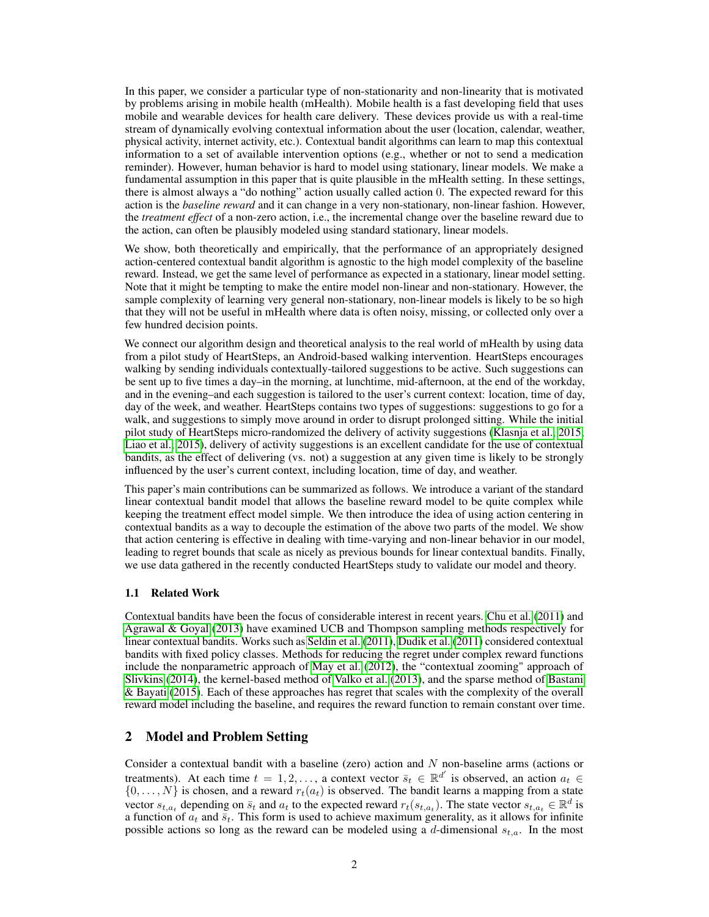In this paper, we consider a particular type of non-stationarity and non-linearity that is motivated by problems arising in mobile health (mHealth). Mobile health is a fast developing field that uses mobile and wearable devices for health care delivery. These devices provide us with a real-time stream of dynamically evolving contextual information about the user (location, calendar, weather, physical activity, internet activity, etc.). Contextual bandit algorithms can learn to map this contextual information to a set of available intervention options (e.g., whether or not to send a medication reminder). However, human behavior is hard to model using stationary, linear models. We make a fundamental assumption in this paper that is quite plausible in the mHealth setting. In these settings, there is almost always a "do nothing" action usually called action 0. The expected reward for this action is the *baseline reward* and it can change in a very non-stationary, non-linear fashion. However, the *treatment effect* of a non-zero action, i.e., the incremental change over the baseline reward due to the action, can often be plausibly modeled using standard stationary, linear models.

We show, both theoretically and empirically, that the performance of an appropriately designed action-centered contextual bandit algorithm is agnostic to the high model complexity of the baseline reward. Instead, we get the same level of performance as expected in a stationary, linear model setting. Note that it might be tempting to make the entire model non-linear and non-stationary. However, the sample complexity of learning very general non-stationary, non-linear models is likely to be so high that they will not be useful in mHealth where data is often noisy, missing, or collected only over a few hundred decision points.

We connect our algorithm design and theoretical analysis to the real world of mHealth by using data from a pilot study of HeartSteps, an Android-based walking intervention. HeartSteps encourages walking by sending individuals contextually-tailored suggestions to be active. Such suggestions can be sent up to five times a day–in the morning, at lunchtime, mid-afternoon, at the end of the workday, and in the evening–and each suggestion is tailored to the user's current context: location, time of day, day of the week, and weather. HeartSteps contains two types of suggestions: suggestions to go for a walk, and suggestions to simply move around in order to disrupt prolonged sitting. While the initial pilot study of HeartSteps micro-randomized the delivery of activity suggestions (Klasnja et al., 2015; Liao et al., 2015), delivery of activity suggestions is an excellent candidate for the use of contextual bandits, as the effect of delivering (vs. not) a suggestion at any given time is likely to be strongly influenced by the user's current context, including location, time of day, and weather.

This paper's main contributions can be summarized as follows. We introduce a variant of the standard linear contextual bandit model that allows the baseline reward model to be quite complex while keeping the treatment effect model simple. We then introduce the idea of using action centering in contextual bandits as a way to decouple the estimation of the above two parts of the model. We show that action centering is effective in dealing with time-varying and non-linear behavior in our model, leading to regret bounds that scale as nicely as previous bounds for linear contextual bandits. Finally, we use data gathered in the recently conducted HeartSteps study to validate our model and theory.

### 1.1 Related Work

Contextual bandits have been the focus of considerable interest in recent years. Chu et al. (2011) and Agrawal & Goyal (2013) have examined UCB and Thompson sampling methods respectively for linear contextual bandits. Works such as Seldin et al. (2011), Dudik et al. (2011) considered contextual bandits with fixed policy classes. Methods for reducing the regret under complex reward functions include the nonparametric approach of May et al. (2012), the "contextual zooming" approach of Slivkins (2014), the kernel-based method of Valko et al. (2013), and the sparse method of Bastani & Bayati (2015). Each of these approaches has regret that scales with the complexity of the overall reward model including the baseline, and requires the reward function to remain constant over time.

## 2 Model and Problem Setting

Consider a contextual bandit with a baseline (zero) action and $N$ non-baseline arms (actions or treatments). At each time $t = 1, 2, \ldots,$ a context vector $\bar{s}_t \in \mathbb{R}^{d'}$ is observed, an action $a_t \in \{0, \ldots, N\}$ is chosen, and a reward $r_t(a_t)$ is observed. The bandit learns a mapping from a state vector $s_{t,a_t}$ depending on $\bar{s}_t$ and $a_t$ to the expected reward $r_t(s_{t,a_t})$. The state vector $s_{t,a_t} \in \mathbb{R}^d$ is a function of $a_t$ and $\bar{s}_t$. This form is used to achieve maximum generality, as it allows for infinite possible actions so long as the reward can be modeled using a $d$-dimensional $s_{t,a}$. In the most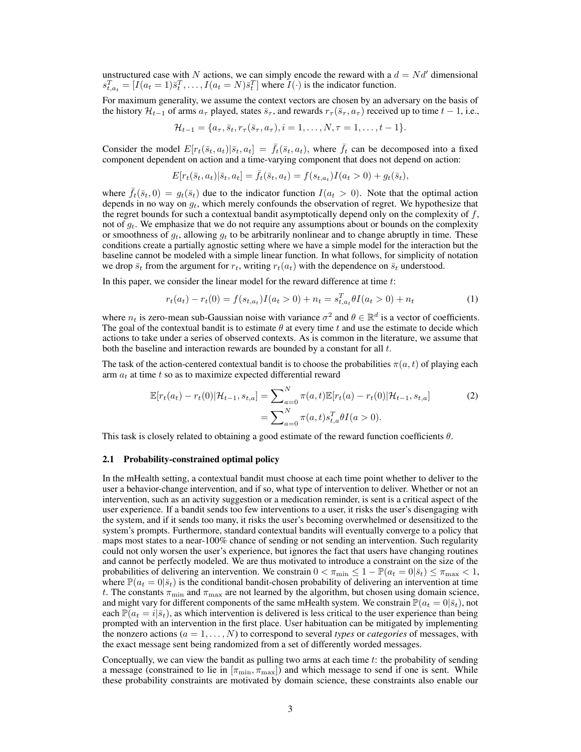unstructured case with $N$ actions, we can simply encode the reward with a $d = Nd'$ dimensional $s_{t,a_t}^T = [I(a_t = 1)\bar{s}_t^T, \ldots, I(a_t = N)\bar{s}_t^T]$ where $I(\cdot)$ is the indicator function.

For maximum generality, we assume the context vectors are chosen by an adversary on the basis of the history $\mathcal{H}_{t-1}$ of arms $a_\tau$ played, states $\bar{s}_\tau$, and rewards $r_\tau(\bar{s}_\tau, a_\tau)$ received up to time $t-1$, i.e.,

$$\mathcal{H}_{t-1} = \{a_\tau, \bar{s}_t, r_\tau(\bar{s}_\tau, a_\tau), i = 1, \ldots, N, \tau = 1, \ldots, t-1\}.$$

Consider the model $E[r_t(\bar{s}_t, a_t)|\bar{s}_t, a_t] = \bar{f}_t(\bar{s}_t, a_t)$, where $\bar{f}_t$ can be decomposed into a fixed component dependent on action and a time-varying component that does not depend on action:

$$E[r_t(\bar{s}_t, a_t)|\bar{s}_t, a_t] = \bar{f}_t(\bar{s}_t, a_t) = f(s_{t,a_t})I(a_t > 0) + g_t(\bar{s}_t),$$

where $\bar{f}_t(\bar{s}_t, 0) = g_t(\bar{s}_t)$ due to the indicator function $I(a_t > 0)$. Note that the optimal action depends in no way on $g_t$, which merely confounds the observation of regret. We hypothesize that the regret bounds for such a contextual bandit asymptotically depend only on the complexity of $f$, not of $g_t$. We emphasize that we do not require any assumptions about or bounds on the complexity or smoothness of $g_t$, allowing $g_t$ to be arbitrarily nonlinear and to change abruptly in time. These conditions create a partially agnostic setting where we have a simple model for the interaction but the baseline cannot be modeled with a simple linear function. In what follows, for simplicity of notation we drop $\bar{s}_t$ from the argument for $r_t$, writing $r_t(a_t)$ with the dependence on $\bar{s}_t$ understood.

In this paper, we consider the linear model for the reward difference at time $t$:

$$r_t(a_t) - r_t(0) = f(s_{t,a_t})I(a_t > 0) + n_t = s_{t,a_t}^T \theta I(a_t > 0) + n_t \tag{1}$$

where $n_t$ is zero-mean sub-Gaussian noise with variance $\sigma^2$ and $\theta \in \mathbb{R}^d$ is a vector of coefficients. The goal of the contextual bandit is to estimate $\theta$ at every time $t$ and use the estimate to decide which actions to take under a series of observed contexts. As is common in the literature, we assume that both the baseline and interaction rewards are bounded by a constant for all $t$.

The task of the action-centered contextual bandit is to choose the probabilities $\pi(a, t)$ of playing each arm $a_t$ at time $t$ so as to maximize expected differential reward

$$\begin{aligned} \mathbb{E}[r_t(a_t) - r_t(0)|\mathcal{H}_{t-1}, s_{t,a}] &= \sum\nolimits_{a=0}^{N} \pi(a,t)\mathbb{E}[r_t(a) - r_t(0)|\mathcal{H}_{t-1}, s_{t,a}] \\ &= \sum\nolimits_{a=0}^{N} \pi(a,t) s_{t,a}^T \theta I(a > 0). \end{aligned} \tag{2}$$

This task is closely related to obtaining a good estimate of the reward function coefficients $\theta$.

### 2.1 Probability-constrained optimal policy

In the mHealth setting, a contextual bandit must choose at each time point whether to deliver to the user a behavior-change intervention, and if so, what type of intervention to deliver. Whether or not an intervention, such as an activity suggestion or a medication reminder, is sent is a critical aspect of the user experience. If a bandit sends too few interventions to a user, it risks the user's disengaging with the system, and if it sends too many, it risks the user's becoming overwhelmed or desensitized to the system's prompts. Furthermore, standard contextual bandits will eventually converge to a policy that maps most states to a near-100% chance of sending or not sending an intervention. Such regularity could not only worsen the user's experience, but ignores the fact that users have changing routines and cannot be perfectly modeled. We are thus motivated to introduce a constraint on the size of the probabilities of delivering an intervention. We constrain $0 < \pi_{\min} \leq 1 - \mathbb{P}(a_t = 0|\bar{s}_t) \leq \pi_{\max} < 1$, where $\mathbb{P}(a_t = 0|\bar{s}_t)$ is the conditional bandit-chosen probability of delivering an intervention at time $t$. The constants $\pi_{\min}$ and $\pi_{\max}$ are not learned by the algorithm, but chosen using domain science, and might vary for different components of the same mHealth system. We constrain $\mathbb{P}(a_t = 0|\bar{s}_t)$, not each $\mathbb{P}(a_t = i|\bar{s}_t)$, as which intervention is delivered is less critical to the user experience than being prompted with an intervention in the first place. User habituation can be mitigated by implementing the nonzero actions ($a = 1, \ldots, N$) to correspond to several *types* or *categories* of messages, with the exact message sent being randomized from a set of differently worded messages.

Conceptually, we can view the bandit as pulling two arms at each time $t$: the probability of sending a message (constrained to lie in $[\pi_{\min}, \pi_{\max}]$) and which message to send if one is sent. While these probability constraints are motivated by domain science, these constraints also enable our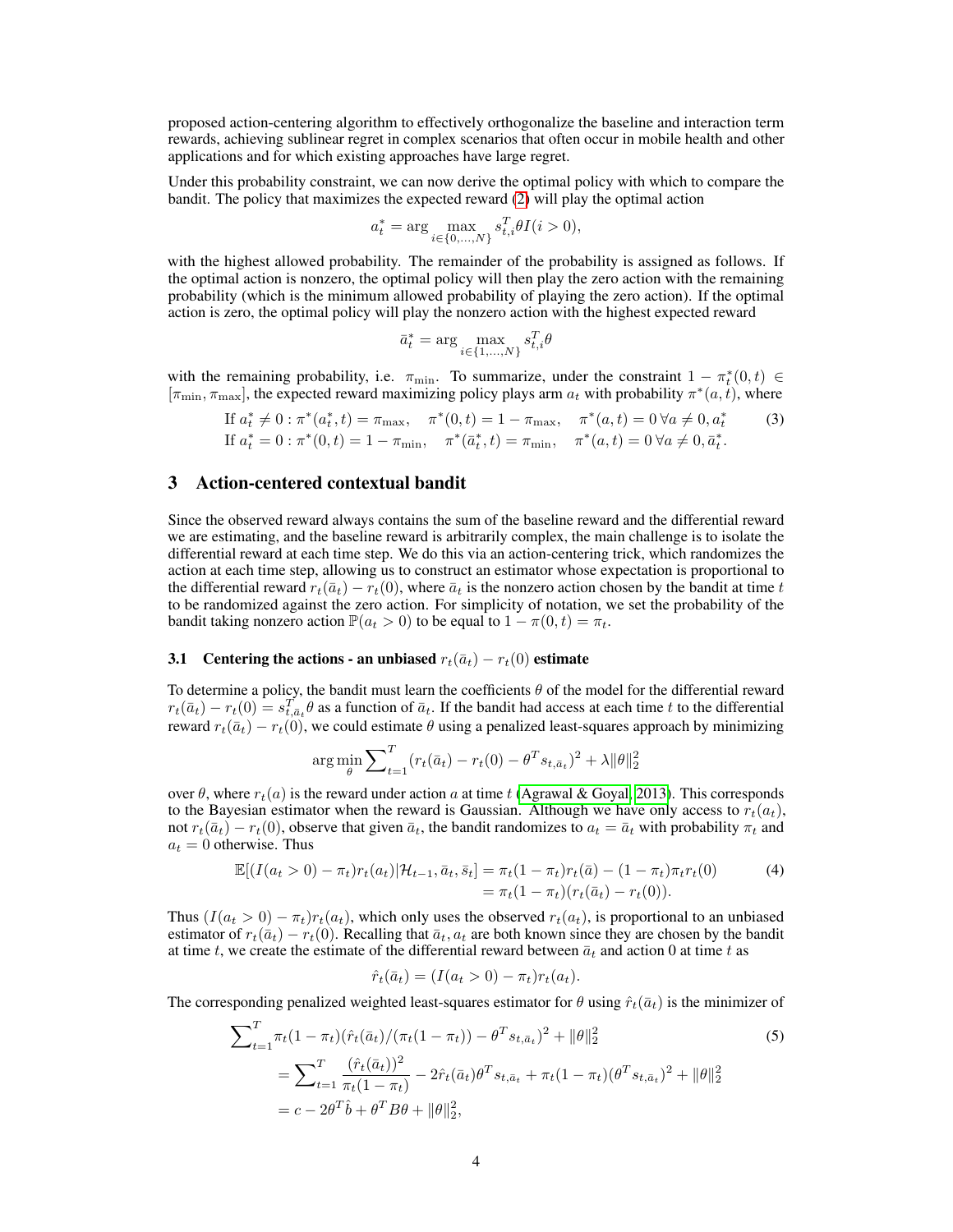proposed action-centering algorithm to effectively orthogonalize the baseline and interaction term rewards, achieving sublinear regret in complex scenarios that often occur in mobile health and other applications and for which existing approaches have large regret.

Under this probability constraint, we can now derive the optimal policy with which to compare the bandit. The policy that maximizes the expected reward (2) will play the optimal action

$$a_t^* = \arg\max_{i\in\{0,\ldots,N\}} s_{t,i}^T\theta I(i>0),$$

with the highest allowed probability. The remainder of the probability is assigned as follows. If the optimal action is nonzero, the optimal policy will then play the zero action with the remaining probability (which is the minimum allowed probability of playing the zero action). If the optimal action is zero, the optimal policy will play the nonzero action with the highest expected reward

$$\bar{a}_t^* = \arg\max_{i\in\{1,\ldots,N\}} s_{t,i}^T\theta$$

with the remaining probability, i.e. $\pi_{\min}$. To summarize, under the constraint $1-\pi_t^*(0,t)\in[\pi_{\min},\pi_{\max}]$, the expected reward maximizing policy plays arm $a_t$ with probability $\pi^*(a,t)$, where

$$\begin{aligned}
&\text{If } a_t^*\neq 0: \pi^*(a_t^*,t)=\pi_{\max},\quad \pi^*(0,t)=1-\pi_{\max},\quad \pi^*(a,t)=0\;\forall a\neq 0,a_t^* \\
&\text{If } a_t^*= 0: \pi^*(0,t)=1-\pi_{\min},\quad \pi^*(\bar{a}_t^*,t)=\pi_{\min},\quad \pi^*(a,t)=0\;\forall a\neq 0,\bar{a}_t^*.
\end{aligned} \tag{3}$$

# 3 Action-centered contextual bandit

Since the observed reward always contains the sum of the baseline reward and the differential reward we are estimating, and the baseline reward is arbitrarily complex, the main challenge is to isolate the differential reward at each time step. We do this via an action-centering trick, which randomizes the action at each time step, allowing us to construct an estimator whose expectation is proportional to the differential reward $r_t(\bar{a}_t)-r_t(0)$, where $\bar{a}_t$ is the nonzero action chosen by the bandit at time $t$ to be randomized against the zero action. For simplicity of notation, we set the probability of the bandit taking nonzero action $\mathbb{P}(a_t>0)$ to be equal to $1-\pi(0,t)=\pi_t$.

## 3.1 Centering the actions - an unbiased $r_t(\bar{a}_t)-r_t(0)$ estimate

To determine a policy, the bandit must learn the coefficients $\theta$ of the model for the differential reward $r_t(\bar{a}_t)-r_t(0)=s_{t,\bar{a}_t}^T\theta$ as a function of $\bar{a}_t$. If the bandit had access at each time $t$ to the differential reward $r_t(\bar{a}_t)-r_t(0)$, we could estimate $\theta$ using a penalized least-squares approach by minimizing

$$\arg\min_\theta \sum_{t=1}^T (r_t(\bar{a}_t)-r_t(0)-\theta^T s_{t,\bar{a}_t})^2+\lambda\|\theta\|_2^2$$

over $\theta$, where $r_t(a)$ is the reward under action $a$ at time $t$ (Agrawal & Goyal, 2013). This corresponds to the Bayesian estimator when the reward is Gaussian. Although we have only access to $r_t(a_t)$, not $r_t(\bar{a}_t)-r_t(0)$, observe that given $\bar{a}_t$, the bandit randomizes to $a_t=\bar{a}_t$ with probability $\pi_t$ and $a_t=0$ otherwise. Thus

$$\begin{aligned}
\mathbb{E}[(I(a_t>0)-\pi_t)r_t(a_t)|\mathcal{H}_{t-1},\bar{a}_t,\bar{s}_t] &= \pi_t(1-\pi_t)r_t(\bar{a})-(1-\pi_t)\pi_t r_t(0) \\
&= \pi_t(1-\pi_t)(r_t(\bar{a}_t)-r_t(0)).
\end{aligned}\tag{4}$$

Thus $(I(a_t>0)-\pi_t)r_t(a_t)$, which only uses the observed $r_t(a_t)$, is proportional to an unbiased estimator of $r_t(\bar{a}_t)-r_t(0)$. Recalling that $\bar{a}_t, a_t$ are both known since they are chosen by the bandit at time $t$, we create the estimate of the differential reward between $\bar{a}_t$ and action 0 at time $t$ as

$$\hat{r}_t(\bar{a}_t)=(I(a_t>0)-\pi_t)r_t(a_t).$$

The corresponding penalized weighted least-squares estimator for $\theta$ using $\hat{r}_t(\bar{a}_t)$ is the minimizer of

$$\begin{aligned}
&\sum_{t=1}^T \pi_t(1-\pi_t)(\hat{r}_t(\bar{a}_t)/(\pi_t(1-\pi_t))-\theta^T s_{t,\bar{a}_t})^2+\|\theta\|_2^2 \\
&=\sum_{t=1}^T \frac{(\hat{r}_t(\bar{a}_t))^2}{\pi_t(1-\pi_t)}-2\hat{r}_t(\bar{a}_t)\theta^T s_{t,\bar{a}_t}+\pi_t(1-\pi_t)(\theta^T s_{t,\bar{a}_t})^2+\|\theta\|_2^2 \\
&= c-2\theta^T\hat{b}+\theta^T B\theta+\|\theta\|_2^2,
\end{aligned}\tag{5}$$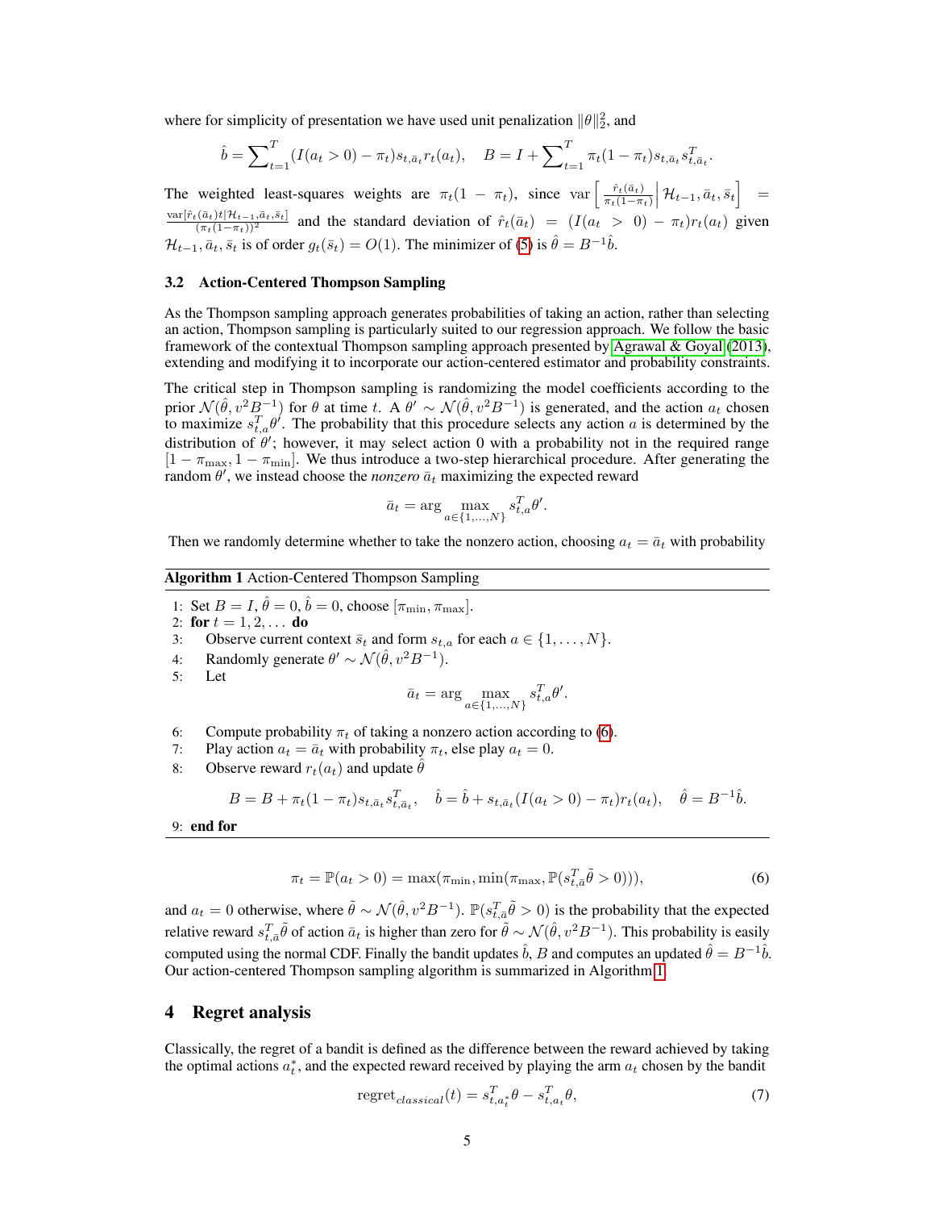where for simplicity of presentation we have used unit penalization $\|\theta\|_2^2$, and

$$\hat{b} = \sum\nolimits_{t=1}^{T} (I(a_t > 0) - \pi_t) s_{t,\bar{a}_t} r_t(a_t), \quad B = I + \sum\nolimits_{t=1}^{T} \pi_t(1-\pi_t) s_{t,\bar{a}_t} s_{t,\bar{a}_t}^T.$$

The weighted least-squares weights are $\pi_t(1-\pi_t)$, since $\mathrm{var}\left[ \frac{\hat{r}_t(\bar{a}_t)}{\pi_t(1-\pi_t)} \middle| \mathcal{H}_{t-1}, \bar{a}_t, \bar{s}_t \right] = \frac{\mathrm{var}[\hat{r}_t(\bar{a}_t)t|\mathcal{H}_{t-1}, \bar{a}_t, \bar{s}_t]}{(\pi_t(1-\pi_t))^2}$ and the standard deviation of $\hat{r}_t(\bar{a}_t) = (I(a_t > 0) - \pi_t) r_t(a_t)$ given $\mathcal{H}_{t-1}, \bar{a}_t, \bar{s}_t$ is of order $g_t(\bar{s}_t) = O(1)$. The minimizer of (5) is $\hat{\theta} = B^{-1}\hat{b}$.

### 3.2 Action-Centered Thompson Sampling

As the Thompson sampling approach generates probabilities of taking an action, rather than selecting an action, Thompson sampling is particularly suited to our regression approach. We follow the basic framework of the contextual Thompson sampling approach presented by Agrawal & Goyal (2013), extending and modifying it to incorporate our action-centered estimator and probability constraints.

The critical step in Thompson sampling is randomizing the model coefficients according to the prior $\mathcal{N}(\hat{\theta}, v^2 B^{-1})$ for $\theta$ at time $t$. A $\theta' \sim \mathcal{N}(\hat{\theta}, v^2 B^{-1})$ is generated, and the action $a_t$ chosen to maximize $s_{t,a}^T \theta'$. The probability that this procedure selects any action $a$ is determined by the distribution of $\theta'$; however, it may select action 0 with a probability not in the required range $[1-\pi_{\max}, 1-\pi_{\min}]$. We thus introduce a two-step hierarchical procedure. After generating the random $\theta'$, we instead choose the *nonzero* $\bar{a}_t$ maximizing the expected reward

$$\bar{a}_t = \arg \max_{a \in \{1,\ldots,N\}} s_{t,a}^T \theta'.$$

Then we randomly determine whether to take the nonzero action, choosing $a_t = \bar{a}_t$ with probability

**Algorithm 1** Action-Centered Thompson Sampling

1: Set $B = I, \hat{\theta} = 0, \hat{b} = 0$, choose $[\pi_{\min}, \pi_{\max}]$.
2: **for** $t = 1, 2, \ldots$ **do**
3: Observe current context $\bar{s}_t$ and form $s_{t,a}$ for each $a \in \{1, \ldots, N\}$.
4: Randomly generate $\theta' \sim \mathcal{N}(\hat{\theta}, v^2 B^{-1})$.
5: Let
$$\bar{a}_t = \arg \max_{a \in \{1,\ldots,N\}} s_{t,a}^T \theta'.$$
6: Compute probability $\pi_t$ of taking a nonzero action according to (6).
7: Play action $a_t = \bar{a}_t$ with probability $\pi_t$, else play $a_t = 0$.
8: Observe reward $r_t(a_t)$ and update $\hat{\theta}$
$$B = B + \pi_t(1-\pi_t) s_{t,\bar{a}_t} s_{t,\bar{a}_t}^T, \quad \hat{b} = \hat{b} + s_{t,\bar{a}_t}(I(a_t > 0) - \pi_t) r_t(a_t), \quad \hat{\theta} = B^{-1}\hat{b}.$$
9: **end for**

$$\pi_t = \mathbb{P}(a_t > 0) = \max(\pi_{\min}, \min(\pi_{\max}, \mathbb{P}(s_{t,\bar{a}}^T \tilde{\theta} > 0))), \tag{6}$$

and $a_t = 0$ otherwise, where $\tilde{\theta} \sim \mathcal{N}(\hat{\theta}, v^2 B^{-1})$. $\mathbb{P}(s_{t,\bar{a}}^T \tilde{\theta} > 0)$ is the probability that the expected relative reward $s_{t,\bar{a}}^T \tilde{\theta}$ of action $\bar{a}_t$ is higher than zero for $\tilde{\theta} \sim \mathcal{N}(\hat{\theta}, v^2 B^{-1})$. This probability is easily computed using the normal CDF. Finally the bandit updates $\hat{b}, B$ and computes an updated $\hat{\theta} = B^{-1}\hat{b}$. Our action-centered Thompson sampling algorithm is summarized in Algorithm 1.

## 4 Regret analysis

Classically, the regret of a bandit is defined as the difference between the reward achieved by taking the optimal actions $a_t^*$, and the expected reward received by playing the arm $a_t$ chosen by the bandit

$$\mathrm{regret}_{classical}(t) = s_{t,a_t^*}^T \theta - s_{t,a_t}^T \theta, \tag{7}$$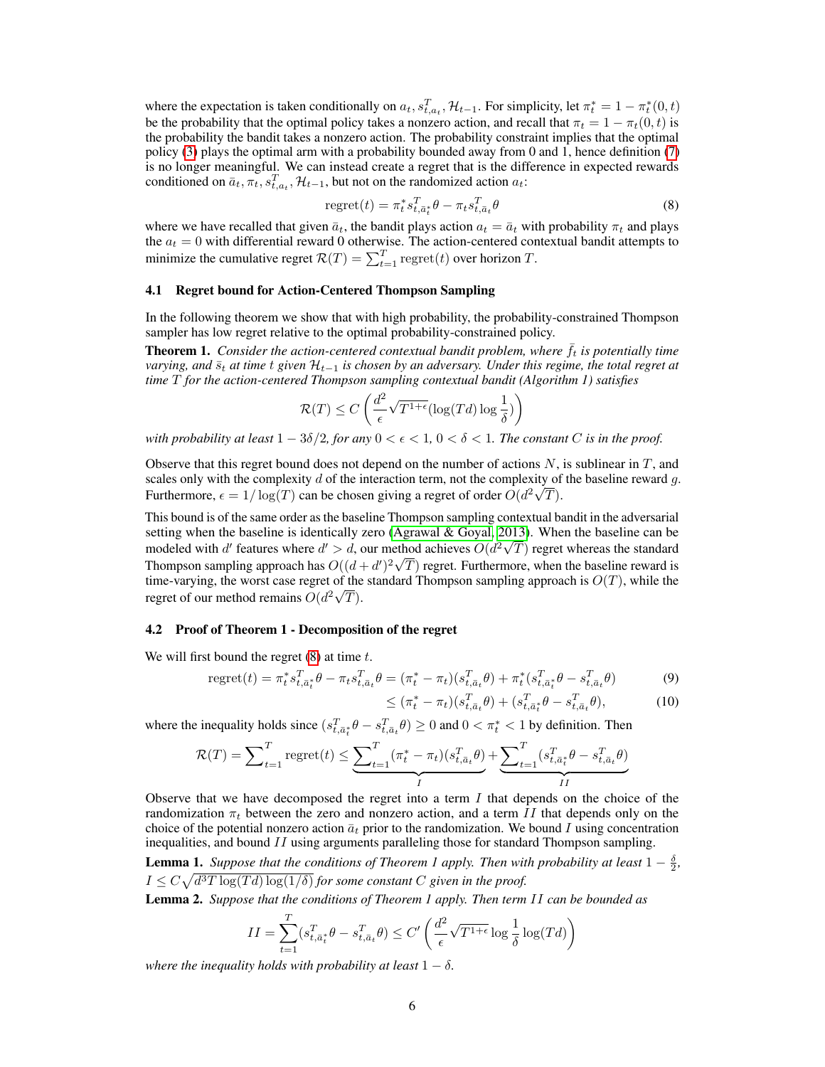where the expectation is taken conditionally on $a_t, s^T_{t,a_t}, \mathcal{H}_{t-1}$. For simplicity, let $\pi^*_t = 1 - \pi^*_t(0,t)$ be the probability that the optimal policy takes a nonzero action, and recall that $\pi_t = 1 - \pi_t(0,t)$ is the probability the bandit takes a nonzero action. The probability constraint implies that the optimal policy (3) plays the optimal arm with a probability bounded away from 0 and 1, hence definition (7) is no longer meaningful. We can instead create a regret that is the difference in expected rewards conditioned on $\bar{a}_t, \pi_t, s^T_{t,a_t}, \mathcal{H}_{t-1}$, but not on the randomized action $a_t$:

$$\text{regret}(t) = \pi^*_t s^T_{t,\bar{a}^*_t}\theta - \pi_t s^T_{t,\bar{a}_t}\theta \tag{8}$$

where we have recalled that given $\bar{a}_t$, the bandit plays action $a_t = \bar{a}_t$ with probability $\pi_t$ and plays the $a_t = 0$ with differential reward 0 otherwise. The action-centered contextual bandit attempts to minimize the cumulative regret $\mathcal{R}(T) = \sum_{t=1}^T \text{regret}(t)$ over horizon $T$.

### 4.1 Regret bound for Action-Centered Thompson Sampling

In the following theorem we show that with high probability, the probability-constrained Thompson sampler has low regret relative to the optimal probability-constrained policy.

**Theorem 1.** *Consider the action-centered contextual bandit problem, where $\bar{f}_t$ is potentially time varying, and $\bar{s}_t$ at time $t$ given $\mathcal{H}_{t-1}$ is chosen by an adversary. Under this regime, the total regret at time $T$ for the action-centered Thompson sampling contextual bandit (Algorithm 1) satisfies*

$$\mathcal{R}(T) \leq C\left(\frac{d^2}{\epsilon}\sqrt{T^{1+\epsilon}}(\log(Td)\log\frac{1}{\delta})\right)$$

*with probability at least $1 - 3\delta/2$, for any $0 < \epsilon < 1$, $0 < \delta < 1$. The constant $C$ is in the proof.*

Observe that this regret bound does not depend on the number of actions $N$, is sublinear in $T$, and scales only with the complexity $d$ of the interaction term, not the complexity of the baseline reward $g$. Furthermore, $\epsilon = 1/\log(T)$ can be chosen giving a regret of order $O(d^2\sqrt{T})$.

This bound is of the same order as the baseline Thompson sampling contextual bandit in the adversarial setting when the baseline is identically zero (Agrawal & Goyal, 2013). When the baseline can be modeled with $d'$ features where $d' > d$, our method achieves $O(d^2\sqrt{T})$ regret whereas the standard Thompson sampling approach has $O((d+d')^2\sqrt{T})$ regret. Furthermore, when the baseline reward is time-varying, the worst case regret of the standard Thompson sampling approach is $O(T)$, while the regret of our method remains $O(d^2\sqrt{T})$.

### 4.2 Proof of Theorem 1 - Decomposition of the regret

We will first bound the regret (8) at time $t$.

$$\text{regret}(t) = \pi^*_t s^T_{t,\bar{a}^*_t}\theta - \pi_t s^T_{t,\bar{a}_t}\theta = (\pi^*_t - \pi_t)(s^T_{t,\bar{a}_t}\theta) + \pi^*_t(s^T_{t,\bar{a}^*_t}\theta - s^T_{t,\bar{a}_t}\theta) \tag{9}$$

$$\leq (\pi^*_t - \pi_t)(s^T_{t,\bar{a}_t}\theta) + (s^T_{t,\bar{a}^*_t}\theta - s^T_{t,\bar{a}_t}\theta), \tag{10}$$

where the inequality holds since $(s^T_{t,\bar{a}^*_t}\theta - s^T_{t,\bar{a}_t}\theta) \geq 0$ and $0 < \pi^*_t < 1$ by definition. Then

$$\mathcal{R}(T) = \sum_{t=1}^T \text{regret}(t) \leq \underbrace{\sum_{t=1}^T (\pi^*_t - \pi_t)(s^T_{t,\bar{a}_t}\theta)}_{I} + \underbrace{\sum_{t=1}^T (s^T_{t,\bar{a}^*_t}\theta - s^T_{t,\bar{a}_t}\theta)}_{II}$$

Observe that we have decomposed the regret into a term $I$ that depends on the choice of the randomization $\pi_t$ between the zero and nonzero action, and a term $II$ that depends only on the choice of the potential nonzero action $\bar{a}_t$ prior to the randomization. We bound $I$ using concentration inequalities, and bound $II$ using arguments paralleling those for standard Thompson sampling.

**Lemma 1.** *Suppose that the conditions of Theorem 1 apply. Then with probability at least $1 - \frac{\delta}{2}$, $I \leq C\sqrt{d^3 T \log(Td)\log(1/\delta)}$ for some constant $C$ given in the proof.*

**Lemma 2.** *Suppose that the conditions of Theorem 1 apply. Then term $II$ can be bounded as*

$$II = \sum_{t=1}^T (s^T_{t,\bar{a}^*_t}\theta - s^T_{t,\bar{a}_t}\theta) \leq C'\left(\frac{d^2}{\epsilon}\sqrt{T^{1+\epsilon}}\log\frac{1}{\delta}\log(Td)\right)$$

*where the inequality holds with probability at least $1 - \delta$.*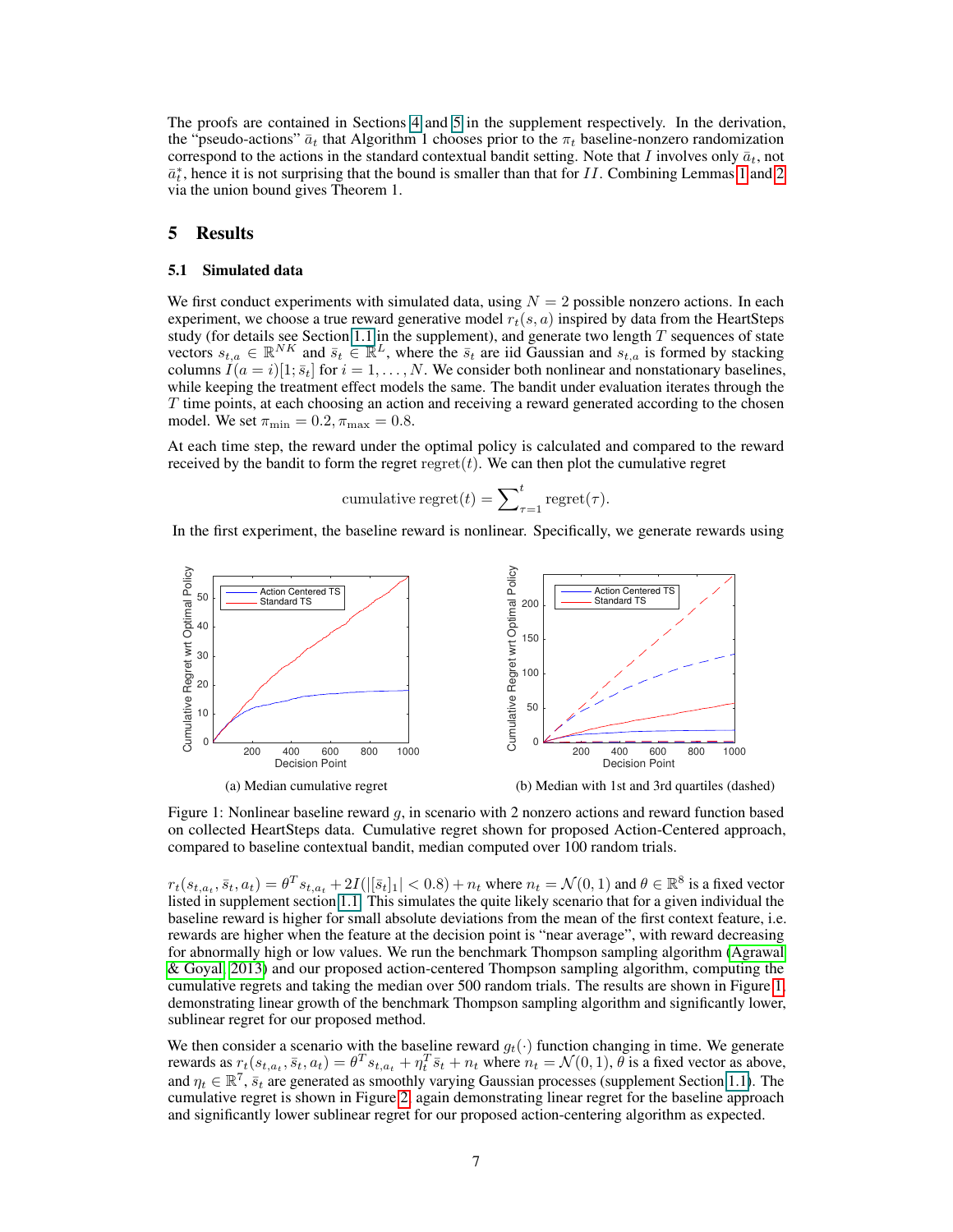The proofs are contained in Sections 4 and 5 in the supplement respectively. In the derivation, the "pseudo-actions" $\bar{a}_t$ that Algorithm 1 chooses prior to the $\pi_t$ baseline-nonzero randomization correspond to the actions in the standard contextual bandit setting. Note that $I$ involves only $\bar{a}_t$, not $\bar{a}_t^*$, hence it is not surprising that the bound is smaller than that for $II$. Combining Lemmas 1 and 2 via the union bound gives Theorem 1.

## 5 Results

### 5.1 Simulated data

We first conduct experiments with simulated data, using $N = 2$ possible nonzero actions. In each experiment, we choose a true reward generative model $r_t(s, a)$ inspired by data from the HeartSteps study (for details see Section 1.1 in the supplement), and generate two length $T$ sequences of state vectors $s_{t,a} \in \mathbb{R}^{NK}$ and $\bar{s}_t \in \mathbb{R}^L$, where the $\bar{s}_t$ are iid Gaussian and $s_{t,a}$ is formed by stacking columns $I(a = i)[1; \bar{s}_t]$ for $i = 1, \ldots, N$. We consider both nonlinear and nonstationary baselines, while keeping the treatment effect models the same. The bandit under evaluation iterates through the $T$ time points, at each choosing an action and receiving a reward generated according to the chosen model. We set $\pi_{\min} = 0.2, \pi_{\max} = 0.8$.

At each time step, the reward under the optimal policy is calculated and compared to the reward received by the bandit to form the regret $\mathrm{regret}(t)$. We can then plot the cumulative regret

$$\text{cumulative regret}(t) = \sum\nolimits_{\tau=1}^{t} \mathrm{regret}(\tau).$$

In the first experiment, the baseline reward is nonlinear. Specifically, we generate rewards using

(a) Median cumulative regret

(b) Median with 1st and 3rd quartiles (dashed)

Figure 1: Nonlinear baseline reward $g$, in scenario with 2 nonzero actions and reward function based on collected HeartSteps data. Cumulative regret shown for proposed Action-Centered approach, compared to baseline contextual bandit, median computed over 100 random trials.

$r_t(s_{t,a_t}, \bar{s}_t, a_t) = \theta^T s_{t,a_t} + 2I(|[\bar{s}_t]_1| < 0.8) + n_t$ where $n_t = \mathcal{N}(0, 1)$ and $\theta \in \mathbb{R}^8$ is a fixed vector listed in supplement section 1.1. This simulates the quite likely scenario that for a given individual the baseline reward is higher for small absolute deviations from the mean of the first context feature, i.e. rewards are higher when the feature at the decision point is "near average", with reward decreasing for abnormally high or low values. We run the benchmark Thompson sampling algorithm (Agrawal & Goyal, 2013) and our proposed action-centered Thompson sampling algorithm, computing the cumulative regrets and taking the median over 500 random trials. The results are shown in Figure 1, demonstrating linear growth of the benchmark Thompson sampling algorithm and significantly lower, sublinear regret for our proposed method.

We then consider a scenario with the baseline reward $g_t(\cdot)$ function changing in time. We generate rewards as $r_t(s_{t,a_t}, \bar{s}_t, a_t) = \theta^T s_{t,a_t} + \eta_t^T \bar{s}_t + n_t$ where $n_t = \mathcal{N}(0, 1)$, $\theta$ is a fixed vector as above, and $\eta_t \in \mathbb{R}^7$, $\bar{s}_t$ are generated as smoothly varying Gaussian processes (supplement Section 1.1). The cumulative regret is shown in Figure 2, again demonstrating linear regret for the baseline approach and significantly lower sublinear regret for our proposed action-centering algorithm as expected.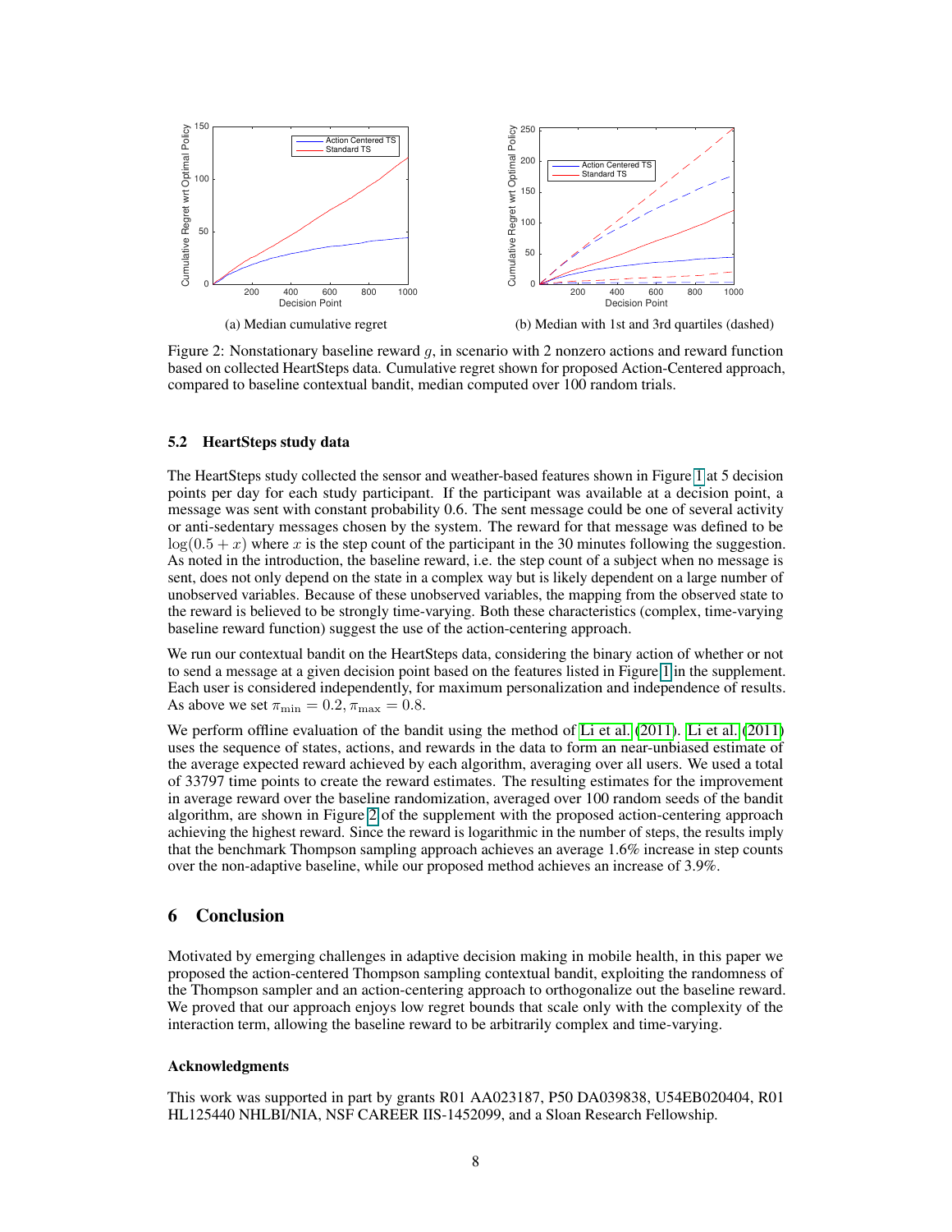(a) Median cumulative regret

(b) Median with 1st and 3rd quartiles (dashed)

Figure 2: Nonstationary baseline reward $g$, in scenario with 2 nonzero actions and reward function based on collected HeartSteps data. Cumulative regret shown for proposed Action-Centered approach, compared to baseline contextual bandit, median computed over 100 random trials.

### 5.2 HeartSteps study data

The HeartSteps study collected the sensor and weather-based features shown in Figure 1 at 5 decision points per day for each study participant. If the participant was available at a decision point, a message was sent with constant probability 0.6. The sent message could be one of several activity or anti-sedentary messages chosen by the system. The reward for that message was defined to be $\log(0.5 + x)$ where $x$ is the step count of the participant in the 30 minutes following the suggestion. As noted in the introduction, the baseline reward, i.e. the step count of a subject when no message is sent, does not only depend on the state in a complex way but is likely dependent on a large number of unobserved variables. Because of these unobserved variables, the mapping from the observed state to the reward is believed to be strongly time-varying. Both these characteristics (complex, time-varying baseline reward function) suggest the use of the action-centering approach.

We run our contextual bandit on the HeartSteps data, considering the binary action of whether or not to send a message at a given decision point based on the features listed in Figure 1 in the supplement. Each user is considered independently, for maximum personalization and independence of results. As above we set $\pi_{\min} = 0.2, \pi_{\max} = 0.8$.

We perform offline evaluation of the bandit using the method of Li et al. (2011). Li et al. (2011) uses the sequence of states, actions, and rewards in the data to form an near-unbiased estimate of the average expected reward achieved by each algorithm, averaging over all users. We used a total of 33797 time points to create the reward estimates. The resulting estimates for the improvement in average reward over the baseline randomization, averaged over 100 random seeds of the bandit algorithm, are shown in Figure 2 of the supplement with the proposed action-centering approach achieving the highest reward. Since the reward is logarithmic in the number of steps, the results imply that the benchmark Thompson sampling approach achieves an average 1.6% increase in step counts over the non-adaptive baseline, while our proposed method achieves an increase of 3.9%.

## 6 Conclusion

Motivated by emerging challenges in adaptive decision making in mobile health, in this paper we proposed the action-centered Thompson sampling contextual bandit, exploiting the randomness of the Thompson sampler and an action-centering approach to orthogonalize out the baseline reward. We proved that our approach enjoys low regret bounds that scale only with the complexity of the interaction term, allowing the baseline reward to be arbitrarily complex and time-varying.

### Acknowledgments

This work was supported in part by grants R01 AA023187, P50 DA039838, U54EB020404, R01 HL125440 NHLBI/NIA, NSF CAREER IIS-1452099, and a Sloan Research Fellowship.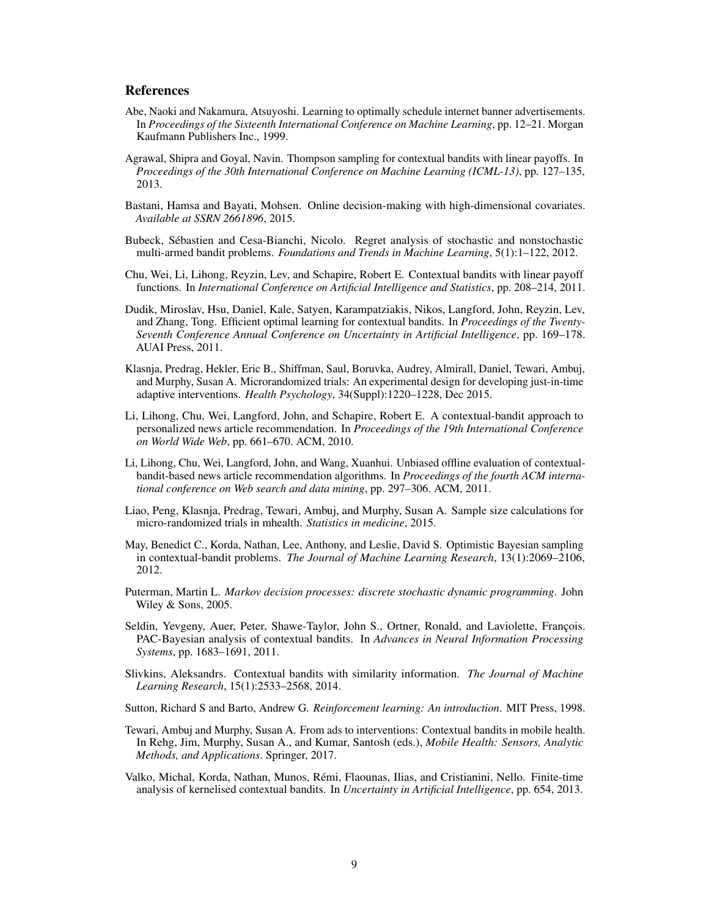## References

Abe, Naoki and Nakamura, Atsuyoshi. Learning to optimally schedule internet banner advertisements. In *Proceedings of the Sixteenth International Conference on Machine Learning*, pp. 12–21. Morgan Kaufmann Publishers Inc., 1999.

Agrawal, Shipra and Goyal, Navin. Thompson sampling for contextual bandits with linear payoffs. In *Proceedings of the 30th International Conference on Machine Learning (ICML-13)*, pp. 127–135, 2013.

Bastani, Hamsa and Bayati, Mohsen. Online decision-making with high-dimensional covariates. *Available at SSRN 2661896*, 2015.

Bubeck, Sébastien and Cesa-Bianchi, Nicolo. Regret analysis of stochastic and nonstochastic multi-armed bandit problems. *Foundations and Trends in Machine Learning*, 5(1):1–122, 2012.

Chu, Wei, Li, Lihong, Reyzin, Lev, and Schapire, Robert E. Contextual bandits with linear payoff functions. In *International Conference on Artificial Intelligence and Statistics*, pp. 208–214, 2011.

Dudik, Miroslav, Hsu, Daniel, Kale, Satyen, Karampatziakis, Nikos, Langford, John, Reyzin, Lev, and Zhang, Tong. Efficient optimal learning for contextual bandits. In *Proceedings of the Twenty-Seventh Conference Annual Conference on Uncertainty in Artificial Intelligence*, pp. 169–178. AUAI Press, 2011.

Klasnja, Predrag, Hekler, Eric B., Shiffman, Saul, Boruvka, Audrey, Almirall, Daniel, Tewari, Ambuj, and Murphy, Susan A. Microrandomized trials: An experimental design for developing just-in-time adaptive interventions. *Health Psychology*, 34(Suppl):1220–1228, Dec 2015.

Li, Lihong, Chu, Wei, Langford, John, and Schapire, Robert E. A contextual-bandit approach to personalized news article recommendation. In *Proceedings of the 19th International Conference on World Wide Web*, pp. 661–670. ACM, 2010.

Li, Lihong, Chu, Wei, Langford, John, and Wang, Xuanhui. Unbiased offline evaluation of contextual-bandit-based news article recommendation algorithms. In *Proceedings of the fourth ACM international conference on Web search and data mining*, pp. 297–306. ACM, 2011.

Liao, Peng, Klasnja, Predrag, Tewari, Ambuj, and Murphy, Susan A. Sample size calculations for micro-randomized trials in mhealth. *Statistics in medicine*, 2015.

May, Benedict C., Korda, Nathan, Lee, Anthony, and Leslie, David S. Optimistic Bayesian sampling in contextual-bandit problems. *The Journal of Machine Learning Research*, 13(1):2069–2106, 2012.

Puterman, Martin L. *Markov decision processes: discrete stochastic dynamic programming*. John Wiley & Sons, 2005.

Seldin, Yevgeny, Auer, Peter, Shawe-Taylor, John S., Ortner, Ronald, and Laviolette, François. PAC-Bayesian analysis of contextual bandits. In *Advances in Neural Information Processing Systems*, pp. 1683–1691, 2011.

Slivkins, Aleksandrs. Contextual bandits with similarity information. *The Journal of Machine Learning Research*, 15(1):2533–2568, 2014.

Sutton, Richard S and Barto, Andrew G. *Reinforcement learning: An introduction*. MIT Press, 1998.

Tewari, Ambuj and Murphy, Susan A. From ads to interventions: Contextual bandits in mobile health. In Rehg, Jim, Murphy, Susan A., and Kumar, Santosh (eds.), *Mobile Health: Sensors, Analytic Methods, and Applications*. Springer, 2017.

Valko, Michal, Korda, Nathan, Munos, Rémi, Flaounas, Ilias, and Cristianini, Nello. Finite-time analysis of kernelised contextual bandits. In *Uncertainty in Artificial Intelligence*, pp. 654, 2013.